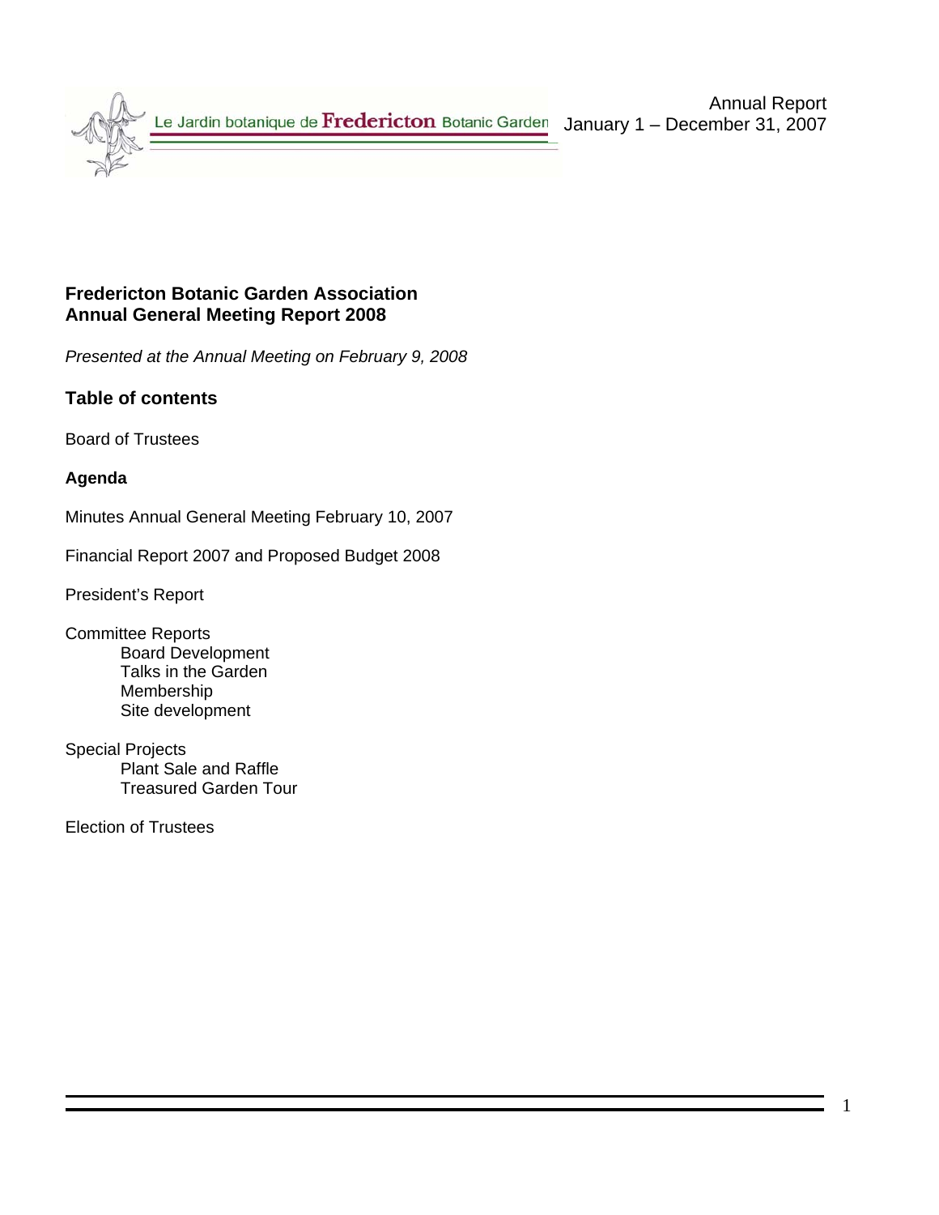Le Jardin botanique de **Fredericton** Botanic Garden

Annual Report
January 1 – December 31, 2007

**Fredericton Botanic Garden Association**
**Annual General Meeting Report 2008**

*Presented at the Annual Meeting on February 9, 2008*

## Table of contents

Board of Trustees

**Agenda**

Minutes Annual General Meeting February 10, 2007

Financial Report 2007 and Proposed Budget 2008

President's Report

Committee Reports
- Board Development
- Talks in the Garden
- Membership
- Site development

Special Projects
- Plant Sale and Raffle
- Treasured Garden Tour

Election of Trustees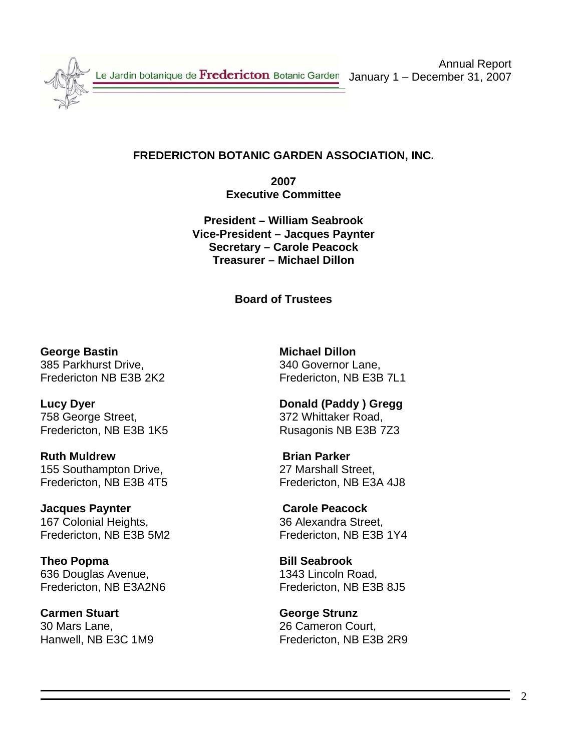Le Jardin botanique de **Fredericton** Botanic Garden

Annual Report
January 1 – December 31, 2007

## FREDERICTON BOTANIC GARDEN ASSOCIATION, INC.

**2007**
**Executive Committee**

**President – William Seabrook**
**Vice-President – Jacques Paynter**
**Secretary – Carole Peacock**
**Treasurer – Michael Dillon**

### Board of Trustees

**George Bastin**
385 Parkhurst Drive,
Fredericton NB E3B 2K2

**Lucy Dyer**
758 George Street,
Fredericton, NB E3B 1K5

**Ruth Muldrew**
155 Southampton Drive,
Fredericton, NB E3B 4T5

**Jacques Paynter**
167 Colonial Heights,
Fredericton, NB E3B 5M2

**Theo Popma**
636 Douglas Avenue,
Fredericton, NB E3A2N6

**Carmen Stuart**
30 Mars Lane,
Hanwell, NB E3C 1M9

**Michael Dillon**
340 Governor Lane,
Fredericton, NB E3B 7L1

**Donald (Paddy ) Gregg**
372 Whittaker Road,
Rusagonis NB E3B 7Z3

**Brian Parker**
27 Marshall Street,
Fredericton, NB E3A 4J8

**Carole Peacock**
36 Alexandra Street,
Fredericton, NB E3B 1Y4

**Bill Seabrook**
1343 Lincoln Road,
Fredericton, NB E3B 8J5

**George Strunz**
26 Cameron Court,
Fredericton, NB E3B 2R9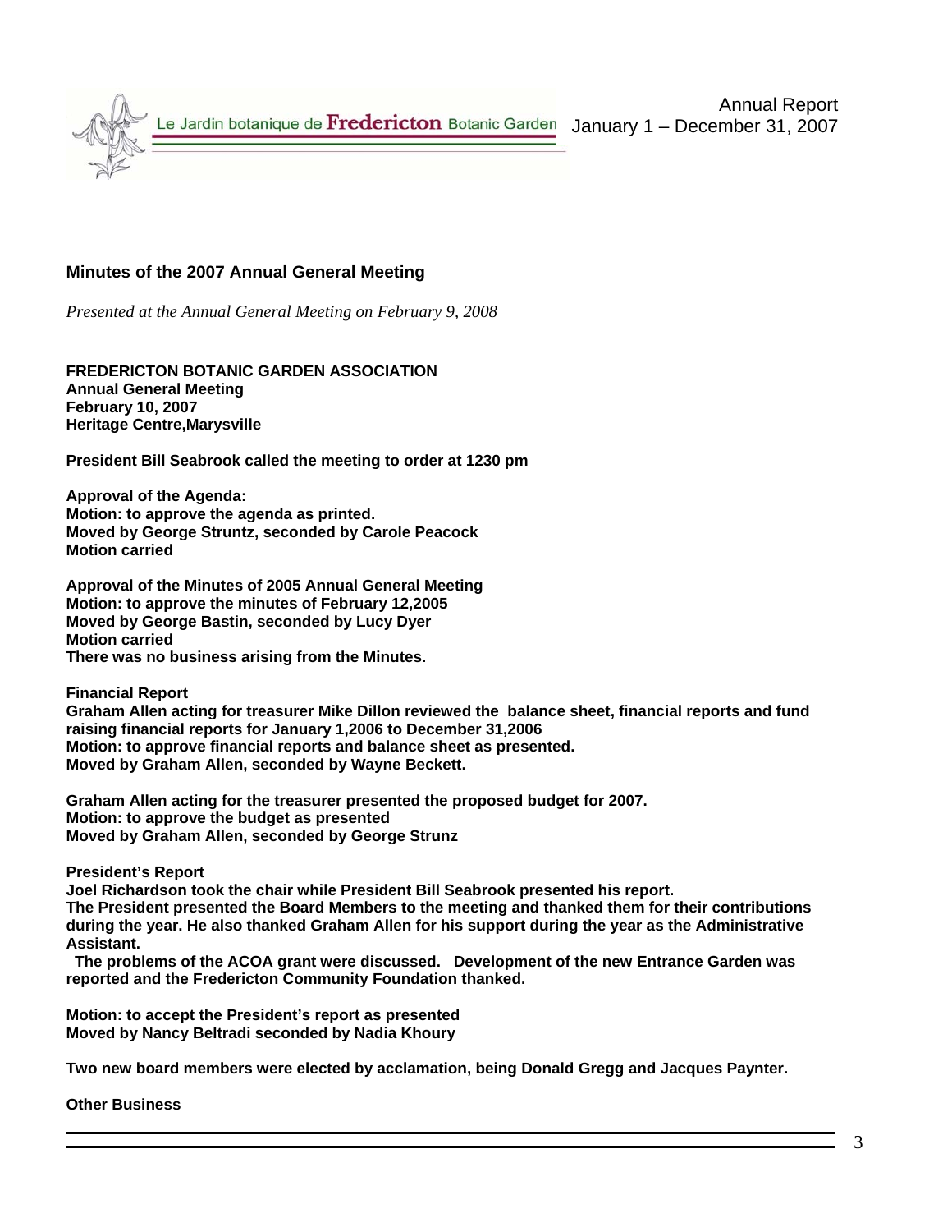## Minutes of the 2007 Annual General Meeting

*Presented at the Annual General Meeting on February 9, 2008*

**FREDERICTON BOTANIC GARDEN ASSOCIATION**
**Annual General Meeting**
**February 10, 2007**
**Heritage Centre,Marysville**

**President Bill Seabrook called the meeting to order at 1230 pm**

**Approval of the Agenda:**
**Motion: to approve the agenda as printed.**
**Moved by George Struntz, seconded by Carole Peacock**
**Motion carried**

**Approval of the Minutes of 2005 Annual General Meeting**
**Motion: to approve the minutes of February 12,2005**
**Moved by George Bastin, seconded by Lucy Dyer**
**Motion carried**
**There was no business arising from the Minutes.**

**Financial Report**
**Graham Allen acting for treasurer Mike Dillon reviewed the balance sheet, financial reports and fund raising financial reports for January 1,2006 to December 31,2006**
**Motion: to approve financial reports and balance sheet as presented.**
**Moved by Graham Allen, seconded by Wayne Beckett.**

**Graham Allen acting for the treasurer presented the proposed budget for 2007.**
**Motion: to approve the budget as presented**
**Moved by Graham Allen, seconded by George Strunz**

**President's Report**
**Joel Richardson took the chair while President Bill Seabrook presented his report.**
**The President presented the Board Members to the meeting and thanked them for their contributions during the year. He also thanked Graham Allen for his support during the year as the Administrative Assistant.**
**The problems of the ACOA grant were discussed. Development of the new Entrance Garden was reported and the Fredericton Community Foundation thanked.**

**Motion: to accept the President's report as presented**
**Moved by Nancy Beltradi seconded by Nadia Khoury**

**Two new board members were elected by acclamation, being Donald Gregg and Jacques Paynter.**

**Other Business**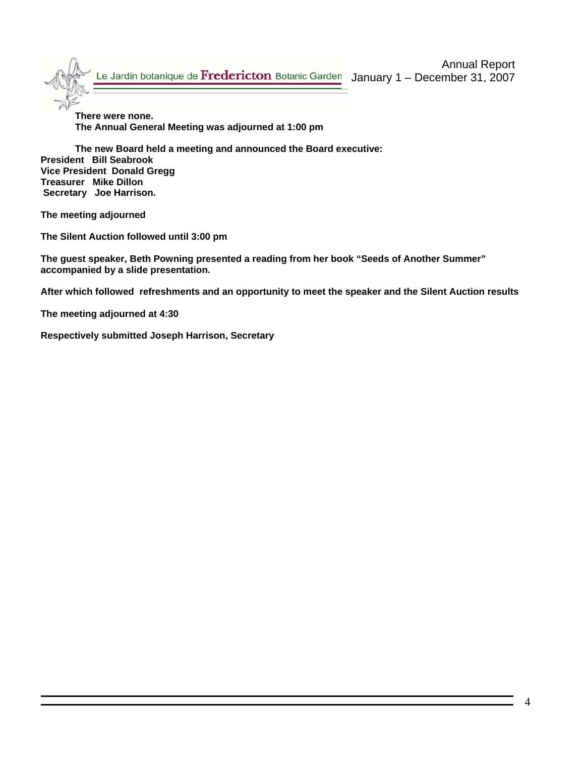**There were none.**
**The Annual General Meeting was adjourned at 1:00 pm**

**The new Board held a meeting and announced the Board executive:**
**President Bill Seabrook**
**Vice President Donald Gregg**
**Treasurer Mike Dillon**
**Secretary Joe Harrison.**

**The meeting adjourned**

**The Silent Auction followed until 3:00 pm**

**The guest speaker, Beth Powning presented a reading from her book "Seeds of Another Summer" accompanied by a slide presentation.**

**After which followed refreshments and an opportunity to meet the speaker and the Silent Auction results**

**The meeting adjourned at 4:30**

**Respectively submitted Joseph Harrison, Secretary**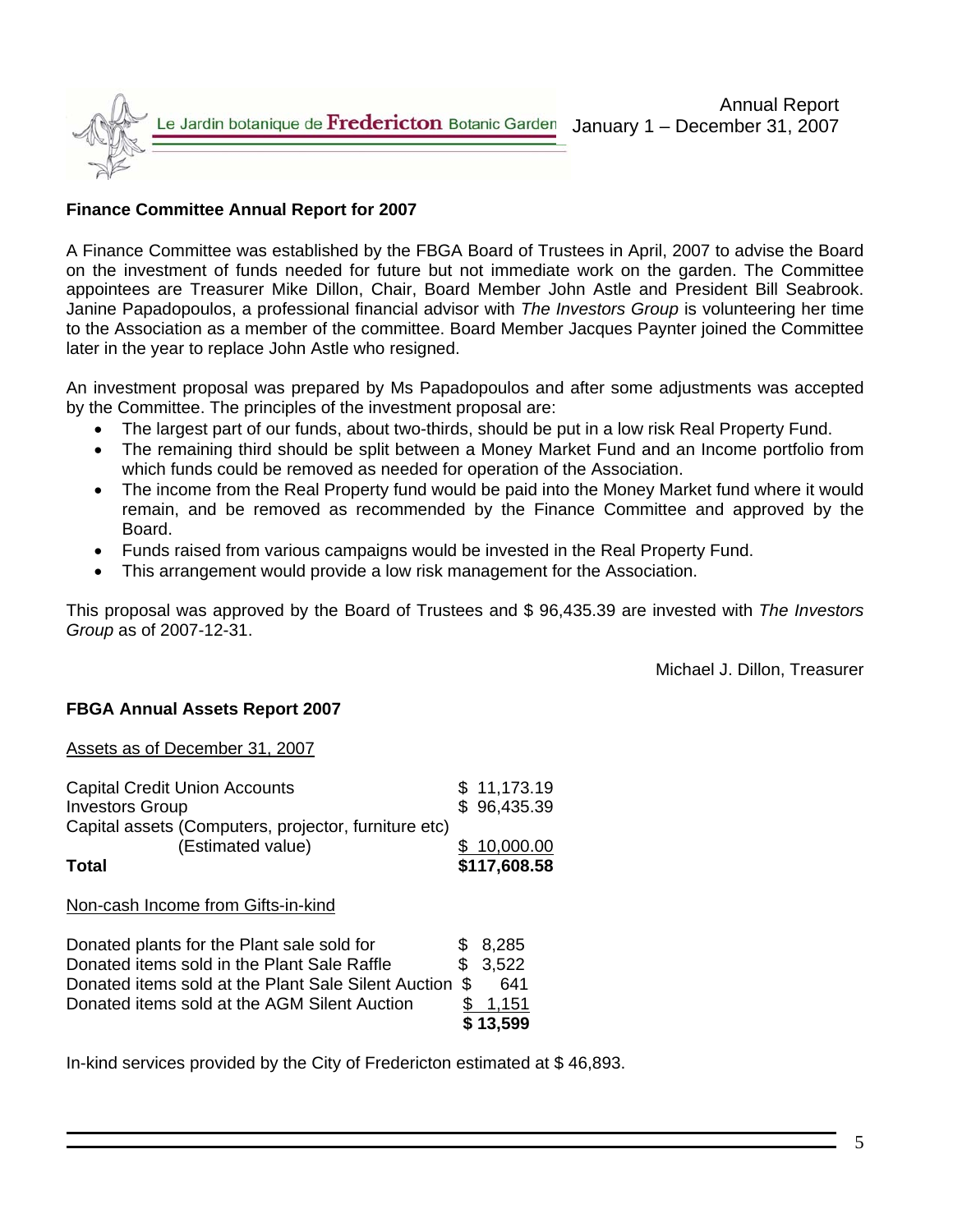## Finance Committee Annual Report for 2007

A Finance Committee was established by the FBGA Board of Trustees in April, 2007 to advise the Board on the investment of funds needed for future but not immediate work on the garden. The Committee appointees are Treasurer Mike Dillon, Chair, Board Member John Astle and President Bill Seabrook. Janine Papadopoulos, a professional financial advisor with *The Investors Group* is volunteering her time to the Association as a member of the committee. Board Member Jacques Paynter joined the Committee later in the year to replace John Astle who resigned.

An investment proposal was prepared by Ms Papadopoulos and after some adjustments was accepted by the Committee. The principles of the investment proposal are:

- The largest part of our funds, about two-thirds, should be put in a low risk Real Property Fund.
- The remaining third should be split between a Money Market Fund and an Income portfolio from which funds could be removed as needed for operation of the Association.
- The income from the Real Property fund would be paid into the Money Market fund where it would remain, and be removed as recommended by the Finance Committee and approved by the Board.
- Funds raised from various campaigns would be invested in the Real Property Fund.
- This arrangement would provide a low risk management for the Association.

This proposal was approved by the Board of Trustees and $ 96,435.39 are invested with *The Investors Group* as of 2007-12-31.

Michael J. Dillon, Treasurer

## FBGA Annual Assets Report 2007

Assets as of December 31, 2007

| | |
|---|---|
| Capital Credit Union Accounts | $ 11,173.19 |
| Investors Group | $ 96,435.39 |
| Capital assets (Computers, projector, furniture etc) (Estimated value) | $ 10,000.00 |
| **Total** | **$117,608.58** |

Non-cash Income from Gifts-in-kind

| | |
|---|---|
| Donated plants for the Plant sale sold for | $ 8,285 |
| Donated items sold in the Plant Sale Raffle | $ 3,522 |
| Donated items sold at the Plant Sale Silent Auction | $ 641 |
| Donated items sold at the AGM Silent Auction | $ 1,151 |
| | **$ 13,599** |

In-kind services provided by the City of Fredericton estimated at $ 46,893.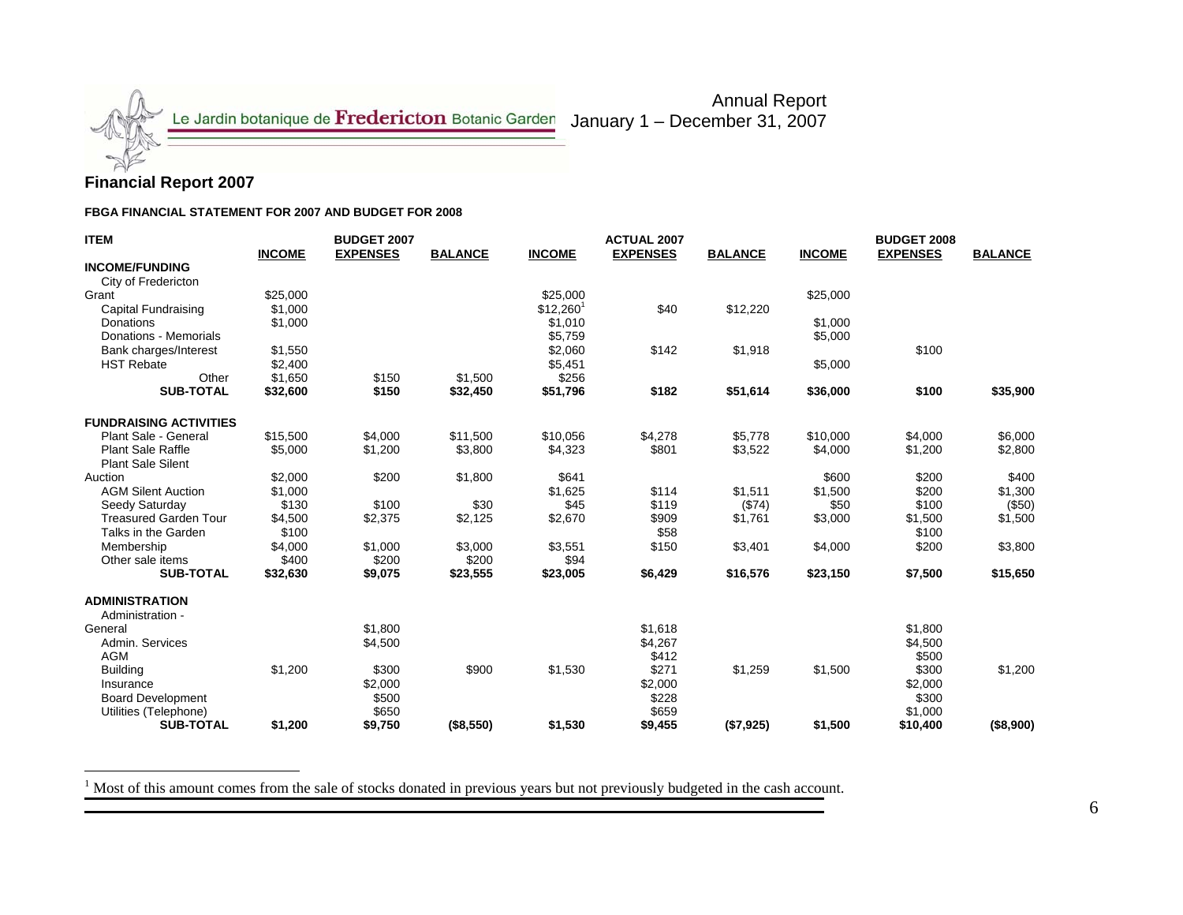## Financial Report 2007

**FBGA FINANCIAL STATEMENT FOR 2007 AND BUDGET FOR 2008**

| ITEM | BUDGET 2007 | | | ACTUAL 2007 | | | BUDGET 2008 | | |
|---|---|---|---|---|---|---|---|---|---|
| | **INCOME** | **EXPENSES** | **BALANCE** | **INCOME** | **EXPENSES** | **BALANCE** | **INCOME** | **EXPENSES** | **BALANCE** |
| **INCOME/FUNDING** | | | | | | | | | |
| City of Fredericton Grant | $25,000 | | | $25,000 | | | $25,000 | | |
| Capital Fundraising | $1,000 | | | $12,260[1] | $40 | $12,220 | | | |
| Donations | $1,000 | | | $1,010 | | | $1,000 | | |
| Donations - Memorials | | | | $5,759 | | | $5,000 | | |
| Bank charges/Interest | $1,550 | | | $2,060 | $142 | $1,918 | | $100 | |
| HST Rebate | $2,400 | | | $5,451 | | | $5,000 | | |
| Other | $1,650 | $150 | $1,500 | $256 | | | | | |
| **SUB-TOTAL** | **$32,600** | **$150** | **$32,450** | **$51,796** | **$182** | **$51,614** | **$36,000** | **$100** | **$35,900** |
| **FUNDRAISING ACTIVITIES** | | | | | | | | | |
| Plant Sale - General | $15,500 | $4,000 | $11,500 | $10,056 | $4,278 | $5,778 | $10,000 | $4,000 | $6,000 |
| Plant Sale Raffle | $5,000 | $1,200 | $3,800 | $4,323 | $801 | $3,522 | $4,000 | $1,200 | $2,800 |
| Plant Sale Silent Auction | $2,000 | $200 | $1,800 | $641 | | | $600 | $200 | $400 |
| AGM Silent Auction | $1,000 | | | $1,625 | $114 | $1,511 | $1,500 | $200 | $1,300 |
| Seedy Saturday | $130 | $100 | $30 | $45 | $119 | ($74) | $50 | $100 | ($50) |
| Treasured Garden Tour | $4,500 | $2,375 | $2,125 | $2,670 | $909 | $1,761 | $3,000 | $1,500 | $1,500 |
| Talks in the Garden | $100 | | | | $58 | | | $100 | |
| Membership | $4,000 | $1,000 | $3,000 | $3,551 | $150 | $3,401 | $4,000 | $200 | $3,800 |
| Other sale items | $400 | $200 | $200 | $94 | | | | | |
| **SUB-TOTAL** | **$32,630** | **$9,075** | **$23,555** | **$23,005** | **$6,429** | **$16,576** | **$23,150** | **$7,500** | **$15,650** |
| **ADMINISTRATION** | | | | | | | | | |
| Administration - General | | $1,800 | | | $1,618 | | | $1,800 | |
| Admin. Services | | $4,500 | | | $4,267 | | | $4,500 | |
| AGM | | | | | $412 | | | $500 | |
| Building | $1,200 | $300 | $900 | $1,530 | $271 | $1,259 | $1,500 | $300 | $1,200 |
| Insurance | | $2,000 | | | $2,000 | | | $2,000 | |
| Board Development | | $500 | | | $228 | | | $300 | |
| Utilities (Telephone) | | $650 | | | $659 | | | $1,000 | |
| **SUB-TOTAL** | **$1,200** | **$9,750** | **($8,550)** | **$1,530** | **$9,455** | **($7,925)** | **$1,500** | **$10,400** | **($8,900)** |

[1] Most of this amount comes from the sale of stocks donated in previous years but not previously budgeted in the cash account.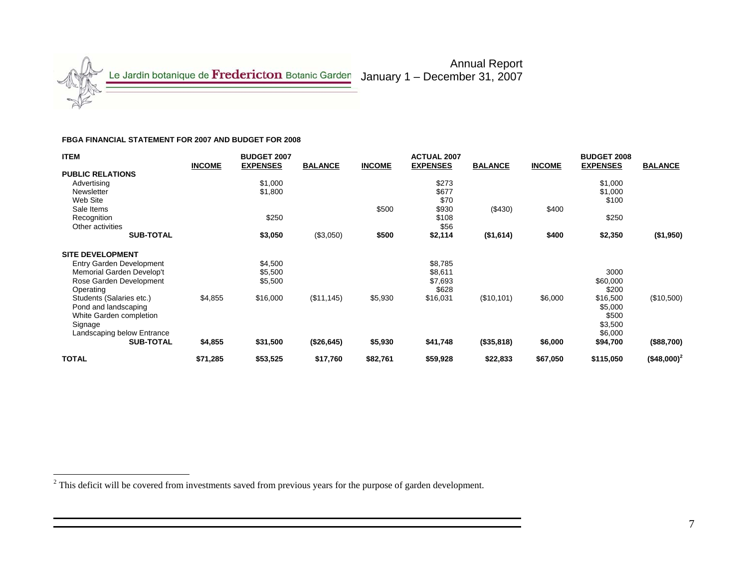**FBGA FINANCIAL STATEMENT FOR 2007 AND BUDGET FOR 2008**

| ITEM | BUDGET 2007 INCOME | BUDGET 2007 EXPENSES | BUDGET 2007 BALANCE | ACTUAL 2007 INCOME | ACTUAL 2007 EXPENSES | ACTUAL 2007 BALANCE | BUDGET 2008 INCOME | BUDGET 2008 EXPENSES | BUDGET 2008 BALANCE |
|---|---|---|---|---|---|---|---|---|---|
| **PUBLIC RELATIONS** | | | | | | | | | |
| Advertising | | $1,000 | | | $273 | | | $1,000 | |
| Newsletter | | $1,800 | | | $677 | | | $1,000 | |
| Web Site | | | | | $70 | | | $100 | |
| Sale Items | | | | $500 | $930 | ($430) | $400 | | |
| Recognition | | $250 | | | $108 | | | $250 | |
| Other activities | | | | | $56 | | | | |
| **SUB-TOTAL** | | **$3,050** | ($3,050) | **$500** | **$2,114** | **($1,614)** | **$400** | **$2,350** | **($1,950)** |
| **SITE DEVELOPMENT** | | | | | | | | | |
| Entry Garden Development | | $4,500 | | | $8,785 | | | | |
| Memorial Garden Develop't | | $5,500 | | | $8,611 | | | 3000 | |
| Rose Garden Development | | $5,500 | | | $7,693 | | | $60,000 | |
| Operating | | | | | $628 | | | $200 | |
| Students (Salaries etc.) | $4,855 | $16,000 | ($11,145) | $5,930 | $16,031 | ($10,101) | $6,000 | $16,500 | ($10,500) |
| Pond and landscaping | | | | | | | | $5,000 | |
| White Garden completion | | | | | | | | $500 | |
| Signage | | | | | | | | $3,500 | |
| Landscaping below Entrance | | | | | | | | $6,000 | |
| **SUB-TOTAL** | **$4,855** | **$31,500** | **($26,645)** | **$5,930** | **$41,748** | **($35,818)** | **$6,000** | **$94,700** | **($88,700)** |
| **TOTAL** | **$71,285** | **$53,525** | **$17,760** | **$82,761** | **$59,928** | **$22,833** | **$67,050** | **$115,050** | **($48,000)**[2] |

[2] This deficit will be covered from investments saved from previous years for the purpose of garden development.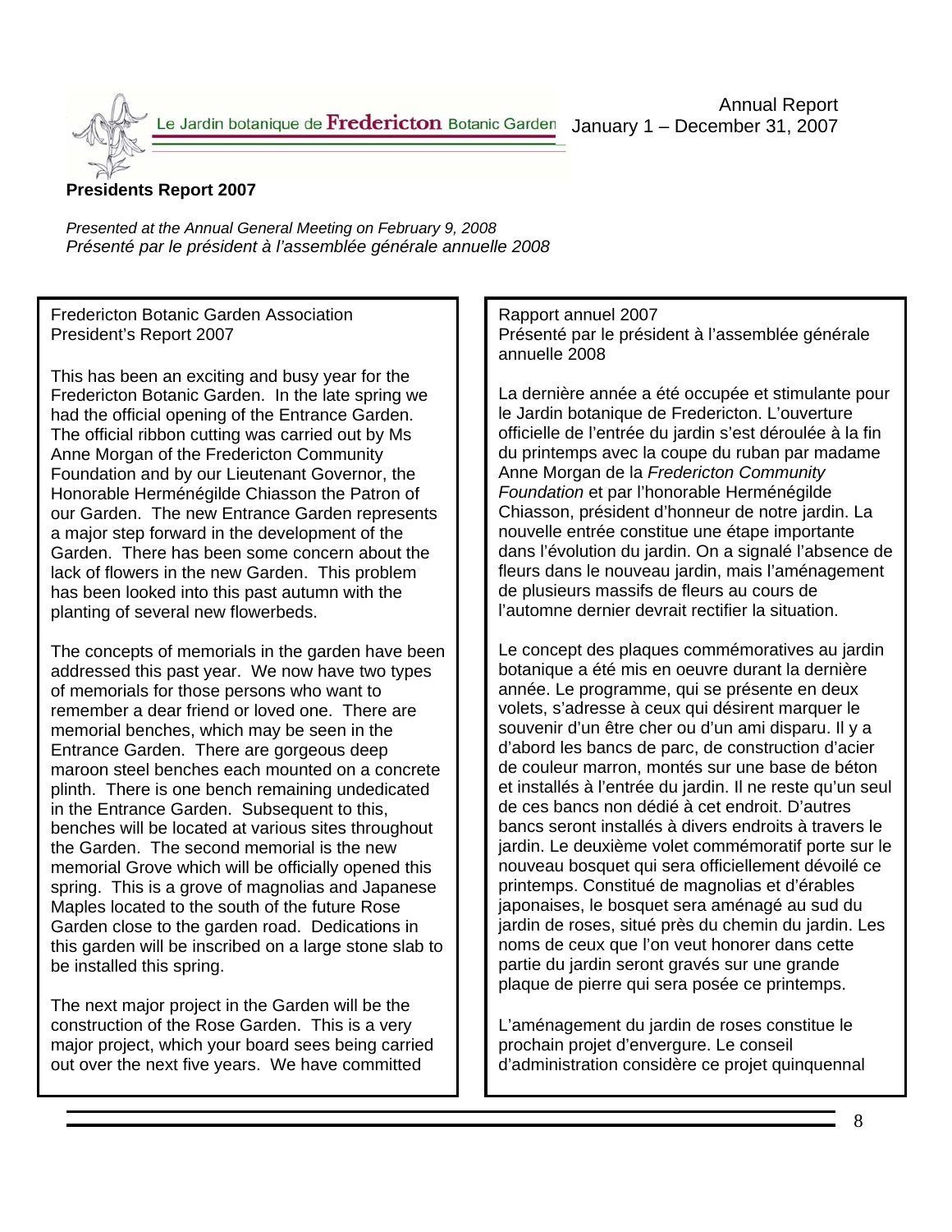Le Jardin botanique de **Fredericton** Botanic Garden

Annual Report
January 1 – December 31, 2007

**Presidents Report 2007**

*Presented at the Annual General Meeting on February 9, 2008*
*Présenté par le président à l'assemblée générale annuelle 2008*

Fredericton Botanic Garden Association
President's Report 2007

This has been an exciting and busy year for the Fredericton Botanic Garden. In the late spring we had the official opening of the Entrance Garden. The official ribbon cutting was carried out by Ms Anne Morgan of the Fredericton Community Foundation and by our Lieutenant Governor, the Honorable Herménégilde Chiasson the Patron of our Garden. The new Entrance Garden represents a major step forward in the development of the Garden. There has been some concern about the lack of flowers in the new Garden. This problem has been looked into this past autumn with the planting of several new flowerbeds.

The concepts of memorials in the garden have been addressed this past year. We now have two types of memorials for those persons who want to remember a dear friend or loved one. There are memorial benches, which may be seen in the Entrance Garden. There are gorgeous deep maroon steel benches each mounted on a concrete plinth. There is one bench remaining undedicated in the Entrance Garden. Subsequent to this, benches will be located at various sites throughout the Garden. The second memorial is the new memorial Grove which will be officially opened this spring. This is a grove of magnolias and Japanese Maples located to the south of the future Rose Garden close to the garden road. Dedications in this garden will be inscribed on a large stone slab to be installed this spring.

The next major project in the Garden will be the construction of the Rose Garden. This is a very major project, which your board sees being carried out over the next five years. We have committed

Rapport annuel 2007
Présenté par le président à l'assemblée générale annuelle 2008

La dernière année a été occupée et stimulante pour le Jardin botanique de Fredericton. L'ouverture officielle de l'entrée du jardin s'est déroulée à la fin du printemps avec la coupe du ruban par madame Anne Morgan de la *Fredericton Community Foundation* et par l'honorable Herménégilde Chiasson, président d'honneur de notre jardin. La nouvelle entrée constitue une étape importante dans l'évolution du jardin. On a signalé l'absence de fleurs dans le nouveau jardin, mais l'aménagement de plusieurs massifs de fleurs au cours de l'automne dernier devrait rectifier la situation.

Le concept des plaques commémoratives au jardin botanique a été mis en oeuvre durant la dernière année. Le programme, qui se présente en deux volets, s'adresse à ceux qui désirent marquer le souvenir d'un être cher ou d'un ami disparu. Il y a d'abord les bancs de parc, de construction d'acier de couleur marron, montés sur une base de béton et installés à l'entrée du jardin. Il ne reste qu'un seul de ces bancs non dédié à cet endroit. D'autres bancs seront installés à divers endroits à travers le jardin. Le deuxième volet commémoratif porte sur le nouveau bosquet qui sera officiellement dévoilé ce printemps. Constitué de magnolias et d'érables japonaises, le bosquet sera aménagé au sud du jardin de roses, situé près du chemin du jardin. Les noms de ceux que l'on veut honorer dans cette partie du jardin seront gravés sur une grande plaque de pierre qui sera posée ce printemps.

L'aménagement du jardin de roses constitue le prochain projet d'envergure. Le conseil d'administration considère ce projet quinquennal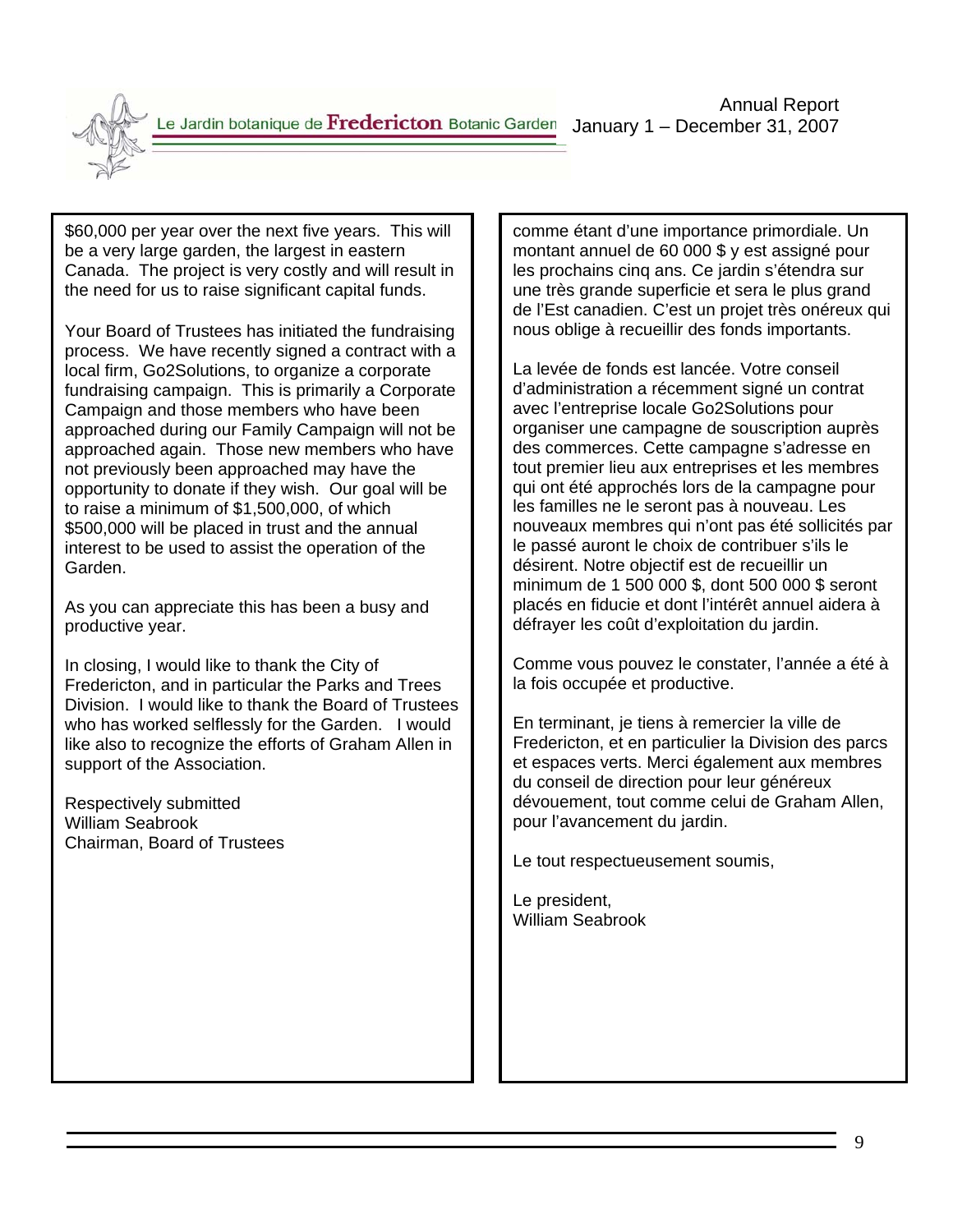$60,000 per year over the next five years. This will be a very large garden, the largest in eastern Canada. The project is very costly and will result in the need for us to raise significant capital funds.

Your Board of Trustees has initiated the fundraising process. We have recently signed a contract with a local firm, Go2Solutions, to organize a corporate fundraising campaign. This is primarily a Corporate Campaign and those members who have been approached during our Family Campaign will not be approached again. Those new members who have not previously been approached may have the opportunity to donate if they wish. Our goal will be to raise a minimum of $1,500,000, of which $500,000 will be placed in trust and the annual interest to be used to assist the operation of the Garden.

As you can appreciate this has been a busy and productive year.

In closing, I would like to thank the City of Fredericton, and in particular the Parks and Trees Division. I would like to thank the Board of Trustees who has worked selflessly for the Garden. I would like also to recognize the efforts of Graham Allen in support of the Association.

Respectively submitted
William Seabrook
Chairman, Board of Trustees

comme étant d'une importance primordiale. Un montant annuel de 60 000 $ y est assigné pour les prochains cinq ans. Ce jardin s'étendra sur une très grande superficie et sera le plus grand de l'Est canadien. C'est un projet très onéreux qui nous oblige à recueillir des fonds importants.

La levée de fonds est lancée. Votre conseil d'administration a récemment signé un contrat avec l'entreprise locale Go2Solutions pour organiser une campagne de souscription auprès des commerces. Cette campagne s'adresse en tout premier lieu aux entreprises et les membres qui ont été approchés lors de la campagne pour les familles ne le seront pas à nouveau. Les nouveaux membres qui n'ont pas été sollicités par le passé auront le choix de contribuer s'ils le désirent. Notre objectif est de recueillir un minimum de 1 500 000 $, dont 500 000 $ seront placés en fiducie et dont l'intérêt annuel aidera à défrayer les coût d'exploitation du jardin.

Comme vous pouvez le constater, l'année a été à la fois occupée et productive.

En terminant, je tiens à remercier la ville de Fredericton, et en particulier la Division des parcs et espaces verts. Merci également aux membres du conseil de direction pour leur généreux dévouement, tout comme celui de Graham Allen, pour l'avancement du jardin.

Le tout respectueusement soumis,

Le president,
William Seabrook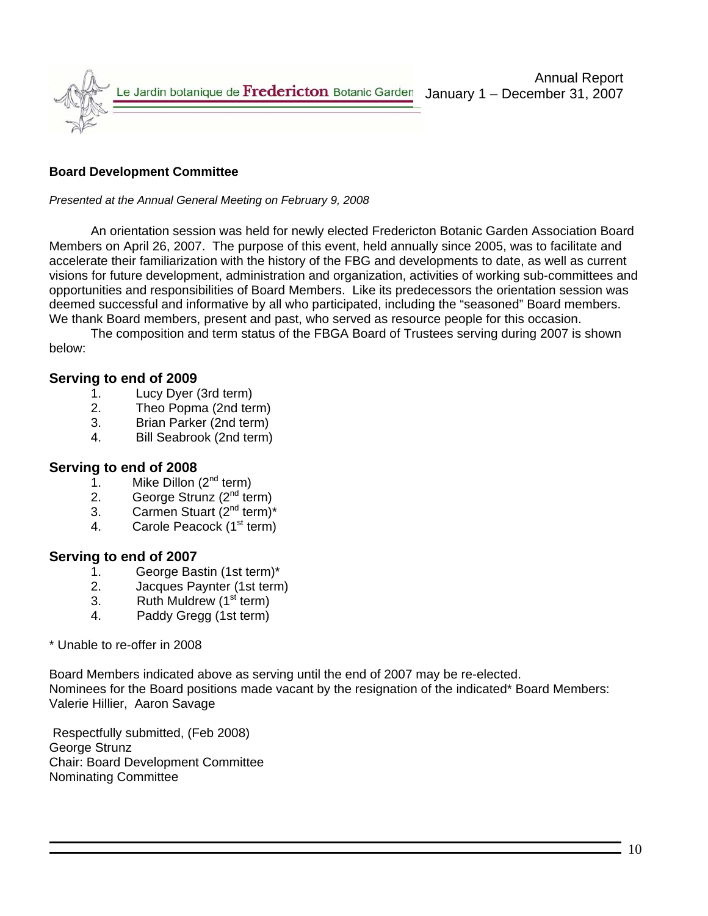## Board Development Committee

*Presented at the Annual General Meeting on February 9, 2008*

An orientation session was held for newly elected Fredericton Botanic Garden Association Board Members on April 26, 2007. The purpose of this event, held annually since 2005, was to facilitate and accelerate their familiarization with the history of the FBG and developments to date, as well as current visions for future development, administration and organization, activities of working sub-committees and opportunities and responsibilities of Board Members. Like its predecessors the orientation session was deemed successful and informative by all who participated, including the "seasoned" Board members. We thank Board members, present and past, who served as resource people for this occasion.

The composition and term status of the FBGA Board of Trustees serving during 2007 is shown below:

### Serving to end of 2009

1. Lucy Dyer (3rd term)
2. Theo Popma (2nd term)
3. Brian Parker (2nd term)
4. Bill Seabrook (2nd term)

### Serving to end of 2008

1. Mike Dillon (2nd term)
2. George Strunz (2nd term)
3. Carmen Stuart (2nd term)*
4. Carole Peacock (1st term)

### Serving to end of 2007

1. George Bastin (1st term)*
2. Jacques Paynter (1st term)
3. Ruth Muldrew (1st term)
4. Paddy Gregg (1st term)

\* Unable to re-offer in 2008

Board Members indicated above as serving until the end of 2007 may be re-elected.
Nominees for the Board positions made vacant by the resignation of the indicated* Board Members: Valerie Hillier, Aaron Savage

Respectfully submitted, (Feb 2008)
George Strunz
Chair: Board Development Committee
Nominating Committee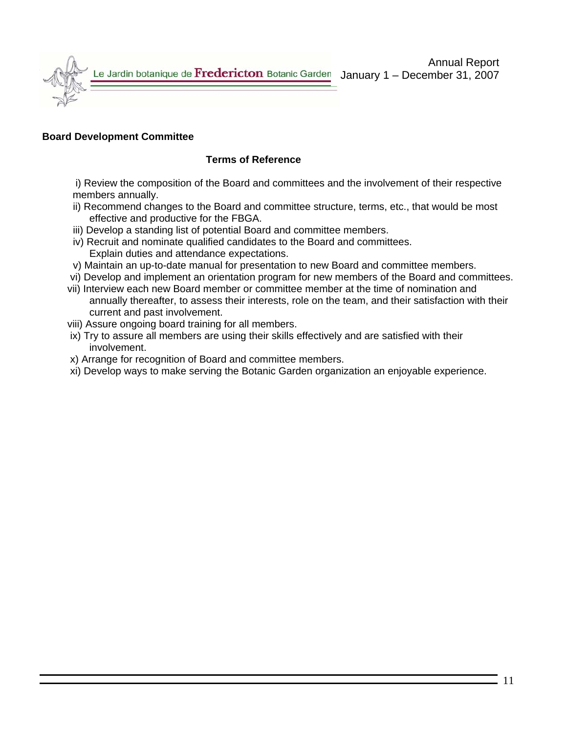**Board Development Committee**

**Terms of Reference**

i) Review the composition of the Board and committees and the involvement of their respective members annually.
ii) Recommend changes to the Board and committee structure, terms, etc., that would be most effective and productive for the FBGA.
iii) Develop a standing list of potential Board and committee members.
iv) Recruit and nominate qualified candidates to the Board and committees. Explain duties and attendance expectations.
v) Maintain an up-to-date manual for presentation to new Board and committee members.
vi) Develop and implement an orientation program for new members of the Board and committees.
vii) Interview each new Board member or committee member at the time of nomination and annually thereafter, to assess their interests, role on the team, and their satisfaction with their current and past involvement.
viii) Assure ongoing board training for all members.
ix) Try to assure all members are using their skills effectively and are satisfied with their involvement.
x) Arrange for recognition of Board and committee members.
xi) Develop ways to make serving the Botanic Garden organization an enjoyable experience.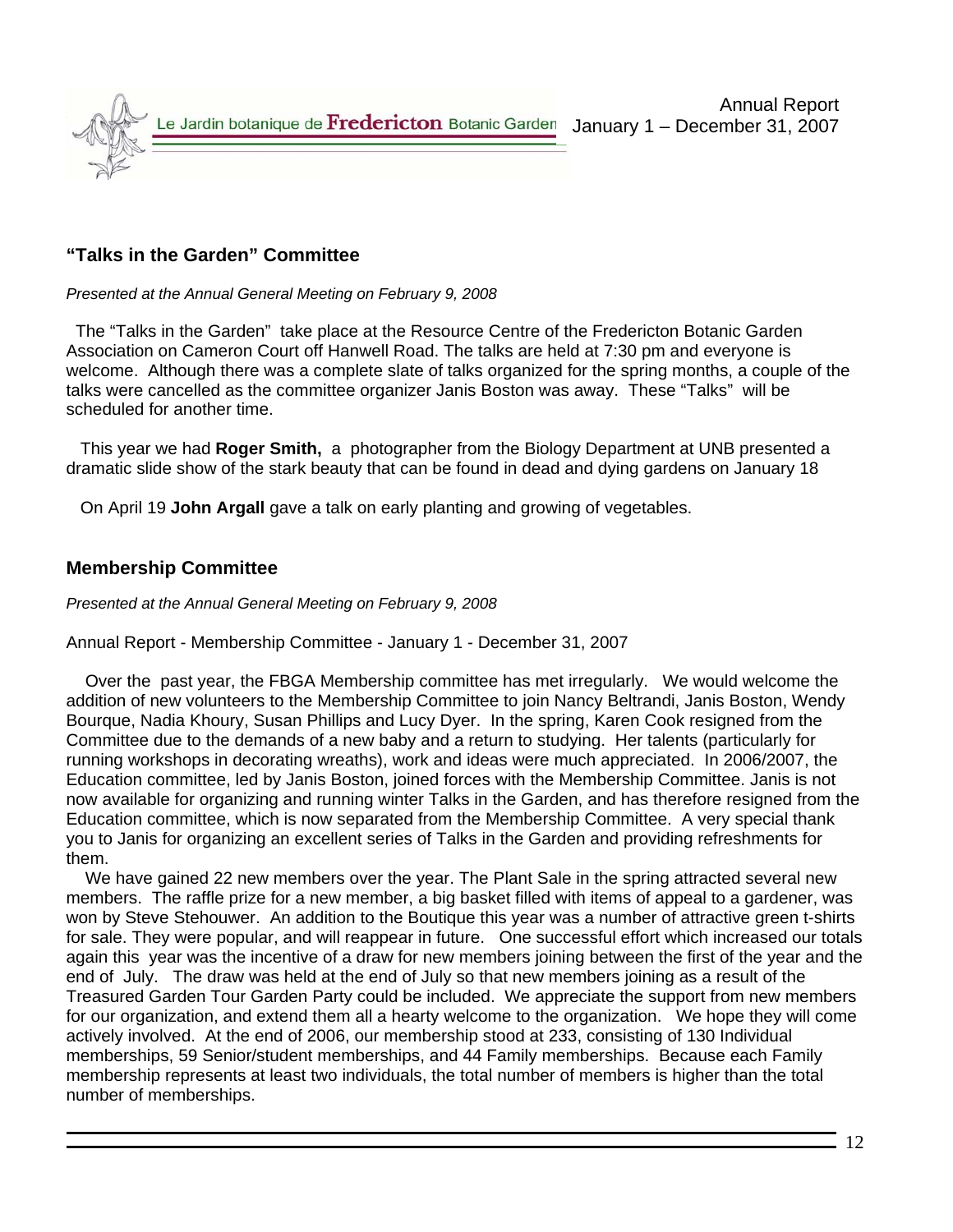## "Talks in the Garden" Committee

*Presented at the Annual General Meeting on February 9, 2008*

The "Talks in the Garden" take place at the Resource Centre of the Fredericton Botanic Garden Association on Cameron Court off Hanwell Road. The talks are held at 7:30 pm and everyone is welcome. Although there was a complete slate of talks organized for the spring months, a couple of the talks were cancelled as the committee organizer Janis Boston was away. These "Talks" will be scheduled for another time.

This year we had **Roger Smith,** a photographer from the Biology Department at UNB presented a dramatic slide show of the stark beauty that can be found in dead and dying gardens on January 18

On April 19 **John Argall** gave a talk on early planting and growing of vegetables.

## Membership Committee

*Presented at the Annual General Meeting on February 9, 2008*

Annual Report - Membership Committee - January 1 - December 31, 2007

Over the past year, the FBGA Membership committee has met irregularly. We would welcome the addition of new volunteers to the Membership Committee to join Nancy Beltrandi, Janis Boston, Wendy Bourque, Nadia Khoury, Susan Phillips and Lucy Dyer. In the spring, Karen Cook resigned from the Committee due to the demands of a new baby and a return to studying. Her talents (particularly for running workshops in decorating wreaths), work and ideas were much appreciated. In 2006/2007, the Education committee, led by Janis Boston, joined forces with the Membership Committee. Janis is not now available for organizing and running winter Talks in the Garden, and has therefore resigned from the Education committee, which is now separated from the Membership Committee. A very special thank you to Janis for organizing an excellent series of Talks in the Garden and providing refreshments for them.

We have gained 22 new members over the year. The Plant Sale in the spring attracted several new members. The raffle prize for a new member, a big basket filled with items of appeal to a gardener, was won by Steve Stehouwer. An addition to the Boutique this year was a number of attractive green t-shirts for sale. They were popular, and will reappear in future. One successful effort which increased our totals again this year was the incentive of a draw for new members joining between the first of the year and the end of July. The draw was held at the end of July so that new members joining as a result of the Treasured Garden Tour Garden Party could be included. We appreciate the support from new members for our organization, and extend them all a hearty welcome to the organization. We hope they will come actively involved. At the end of 2006, our membership stood at 233, consisting of 130 Individual memberships, 59 Senior/student memberships, and 44 Family memberships. Because each Family membership represents at least two individuals, the total number of members is higher than the total number of memberships.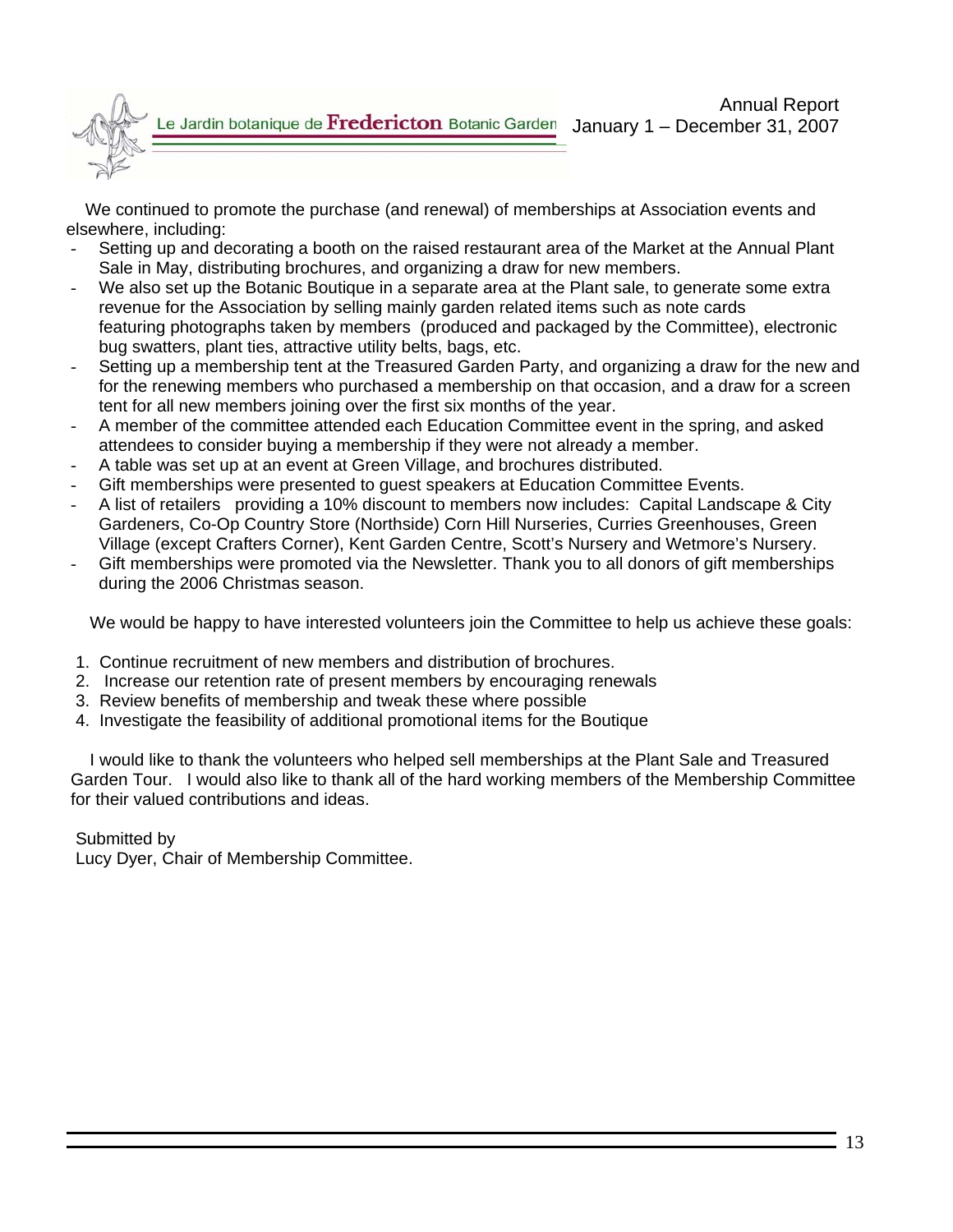We continued to promote the purchase (and renewal) of memberships at Association events and elsewhere, including:

- Setting up and decorating a booth on the raised restaurant area of the Market at the Annual Plant Sale in May, distributing brochures, and organizing a draw for new members.
- We also set up the Botanic Boutique in a separate area at the Plant sale, to generate some extra revenue for the Association by selling mainly garden related items such as note cards featuring photographs taken by members (produced and packaged by the Committee), electronic bug swatters, plant ties, attractive utility belts, bags, etc.
- Setting up a membership tent at the Treasured Garden Party, and organizing a draw for the new and for the renewing members who purchased a membership on that occasion, and a draw for a screen tent for all new members joining over the first six months of the year.
- A member of the committee attended each Education Committee event in the spring, and asked attendees to consider buying a membership if they were not already a member.
- A table was set up at an event at Green Village, and brochures distributed.
- Gift memberships were presented to guest speakers at Education Committee Events.
- A list of retailers providing a 10% discount to members now includes: Capital Landscape & City Gardeners, Co-Op Country Store (Northside) Corn Hill Nurseries, Curries Greenhouses, Green Village (except Crafters Corner), Kent Garden Centre, Scott's Nursery and Wetmore's Nursery.
- Gift memberships were promoted via the Newsletter. Thank you to all donors of gift memberships during the 2006 Christmas season.

We would be happy to have interested volunteers join the Committee to help us achieve these goals:

1. Continue recruitment of new members and distribution of brochures.
2. Increase our retention rate of present members by encouraging renewals
3. Review benefits of membership and tweak these where possible
4. Investigate the feasibility of additional promotional items for the Boutique

I would like to thank the volunteers who helped sell memberships at the Plant Sale and Treasured Garden Tour. I would also like to thank all of the hard working members of the Membership Committee for their valued contributions and ideas.

Submitted by
Lucy Dyer, Chair of Membership Committee.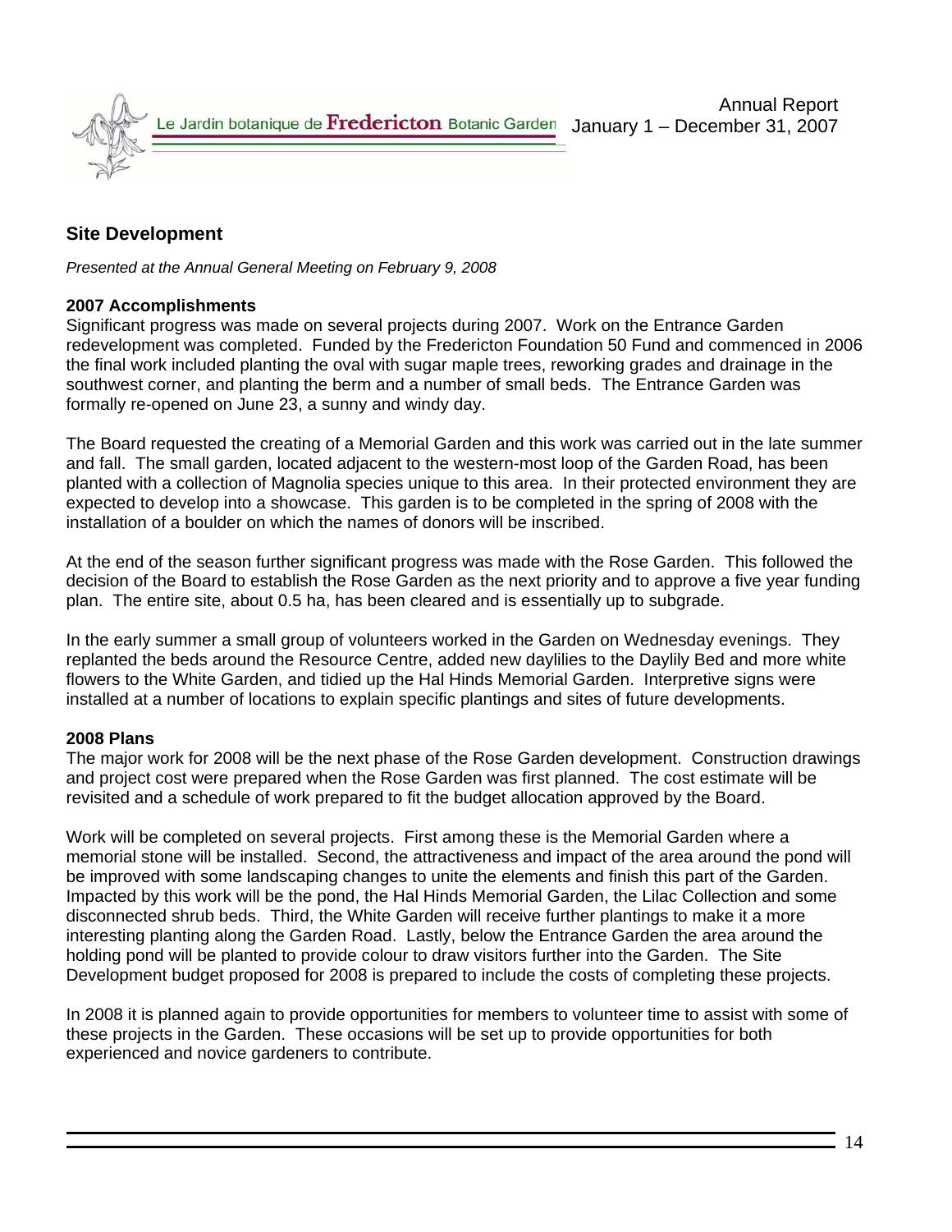## Site Development

*Presented at the Annual General Meeting on February 9, 2008*

**2007 Accomplishments**

Significant progress was made on several projects during 2007. Work on the Entrance Garden redevelopment was completed. Funded by the Fredericton Foundation 50 Fund and commenced in 2006 the final work included planting the oval with sugar maple trees, reworking grades and drainage in the southwest corner, and planting the berm and a number of small beds. The Entrance Garden was formally re-opened on June 23, a sunny and windy day.

The Board requested the creating of a Memorial Garden and this work was carried out in the late summer and fall. The small garden, located adjacent to the western-most loop of the Garden Road, has been planted with a collection of Magnolia species unique to this area. In their protected environment they are expected to develop into a showcase. This garden is to be completed in the spring of 2008 with the installation of a boulder on which the names of donors will be inscribed.

At the end of the season further significant progress was made with the Rose Garden. This followed the decision of the Board to establish the Rose Garden as the next priority and to approve a five year funding plan. The entire site, about 0.5 ha, has been cleared and is essentially up to subgrade.

In the early summer a small group of volunteers worked in the Garden on Wednesday evenings. They replanted the beds around the Resource Centre, added new daylilies to the Daylily Bed and more white flowers to the White Garden, and tidied up the Hal Hinds Memorial Garden. Interpretive signs were installed at a number of locations to explain specific plantings and sites of future developments.

**2008 Plans**

The major work for 2008 will be the next phase of the Rose Garden development. Construction drawings and project cost were prepared when the Rose Garden was first planned. The cost estimate will be revisited and a schedule of work prepared to fit the budget allocation approved by the Board.

Work will be completed on several projects. First among these is the Memorial Garden where a memorial stone will be installed. Second, the attractiveness and impact of the area around the pond will be improved with some landscaping changes to unite the elements and finish this part of the Garden. Impacted by this work will be the pond, the Hal Hinds Memorial Garden, the Lilac Collection and some disconnected shrub beds. Third, the White Garden will receive further plantings to make it a more interesting planting along the Garden Road. Lastly, below the Entrance Garden the area around the holding pond will be planted to provide colour to draw visitors further into the Garden. The Site Development budget proposed for 2008 is prepared to include the costs of completing these projects.

In 2008 it is planned again to provide opportunities for members to volunteer time to assist with some of these projects in the Garden. These occasions will be set up to provide opportunities for both experienced and novice gardeners to contribute.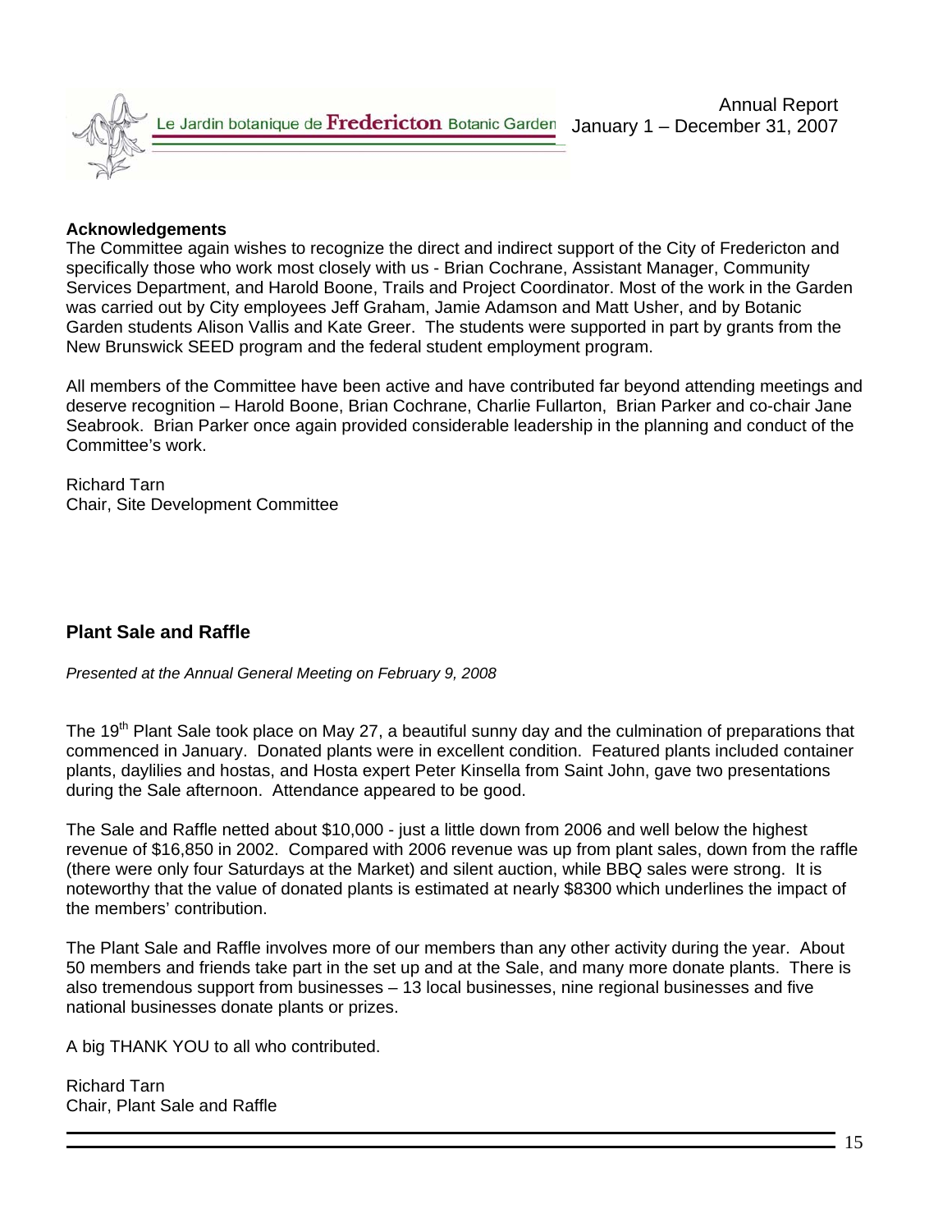### Acknowledgements

The Committee again wishes to recognize the direct and indirect support of the City of Fredericton and specifically those who work most closely with us - Brian Cochrane, Assistant Manager, Community Services Department, and Harold Boone, Trails and Project Coordinator. Most of the work in the Garden was carried out by City employees Jeff Graham, Jamie Adamson and Matt Usher, and by Botanic Garden students Alison Vallis and Kate Greer. The students were supported in part by grants from the New Brunswick SEED program and the federal student employment program.

All members of the Committee have been active and have contributed far beyond attending meetings and deserve recognition – Harold Boone, Brian Cochrane, Charlie Fullarton, Brian Parker and co-chair Jane Seabrook. Brian Parker once again provided considerable leadership in the planning and conduct of the Committee's work.

Richard Tarn
Chair, Site Development Committee

## Plant Sale and Raffle

*Presented at the Annual General Meeting on February 9, 2008*

The 19th Plant Sale took place on May 27, a beautiful sunny day and the culmination of preparations that commenced in January. Donated plants were in excellent condition. Featured plants included container plants, daylilies and hostas, and Hosta expert Peter Kinsella from Saint John, gave two presentations during the Sale afternoon. Attendance appeared to be good.

The Sale and Raffle netted about $10,000 - just a little down from 2006 and well below the highest revenue of $16,850 in 2002. Compared with 2006 revenue was up from plant sales, down from the raffle (there were only four Saturdays at the Market) and silent auction, while BBQ sales were strong. It is noteworthy that the value of donated plants is estimated at nearly $8300 which underlines the impact of the members' contribution.

The Plant Sale and Raffle involves more of our members than any other activity during the year. About 50 members and friends take part in the set up and at the Sale, and many more donate plants. There is also tremendous support from businesses – 13 local businesses, nine regional businesses and five national businesses donate plants or prizes.

A big THANK YOU to all who contributed.

Richard Tarn
Chair, Plant Sale and Raffle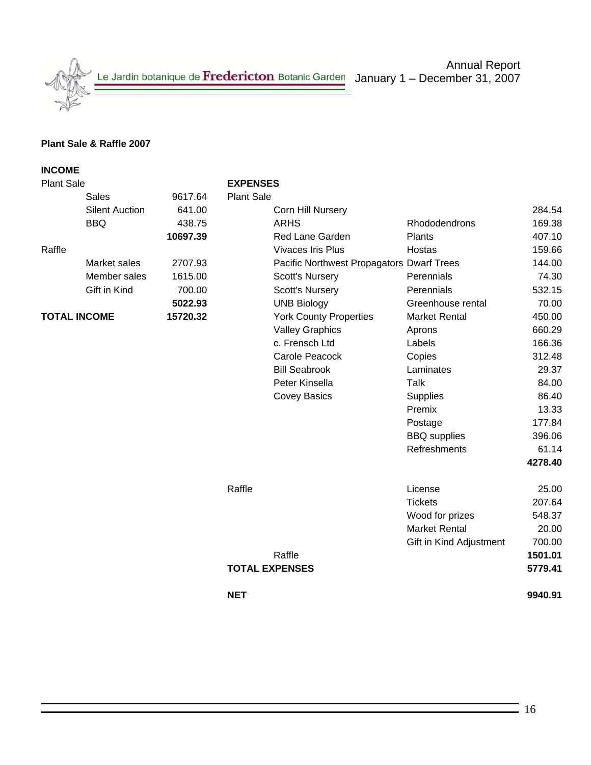Annual Report
January 1 – December 31, 2007

**Plant Sale & Raffle 2007**

**INCOME**

| | | |
|---|---|---|
| Plant Sale | | |
| | Sales | 9617.64 |
| | Silent Auction | 641.00 |
| | BBQ | 438.75 |
| | | **10697.39** |
| Raffle | | |
| | Market sales | 2707.93 |
| | Member sales | 1615.00 |
| | Gift in Kind | 700.00 |
| | | **5022.93** |
| **TOTAL INCOME** | | **15720.32** |

**EXPENSES**

| | | | |
|---|---|---|---|
| Plant Sale | | | |
| | Corn Hill Nursery | | 284.54 |
| | ARHS | Rhododendrons | 169.38 |
| | Red Lane Garden | Plants | 407.10 |
| | Vivaces Iris Plus | Hostas | 159.66 |
| | Pacific Northwest Propagators | Dwarf Trees | 144.00 |
| | Scott's Nursery | Perennials | 74.30 |
| | Scott's Nursery | Perennials | 532.15 |
| | UNB Biology | Greenhouse rental | 70.00 |
| | York County Properties | Market Rental | 450.00 |
| | Valley Graphics | Aprons | 660.29 |
| | c. Frensch Ltd | Labels | 166.36 |
| | Carole Peacock | Copies | 312.48 |
| | Bill Seabrook | Laminates | 29.37 |
| | Peter Kinsella | Talk | 84.00 |
| | Covey Basics | Supplies | 86.40 |
| | | Premix | 13.33 |
| | | Postage | 177.84 |
| | | BBQ supplies | 396.06 |
| | | Refreshments | 61.14 |
| | | | **4278.40** |
| Raffle | | License | 25.00 |
| | | Tickets | 207.64 |
| | | Wood for prizes | 548.37 |
| | | Market Rental | 20.00 |
| | | Gift in Kind Adjustment | 700.00 |
| | Raffle | | **1501.01** |
| **TOTAL EXPENSES** | | | **5779.41** |
| **NET** | | | **9940.91** |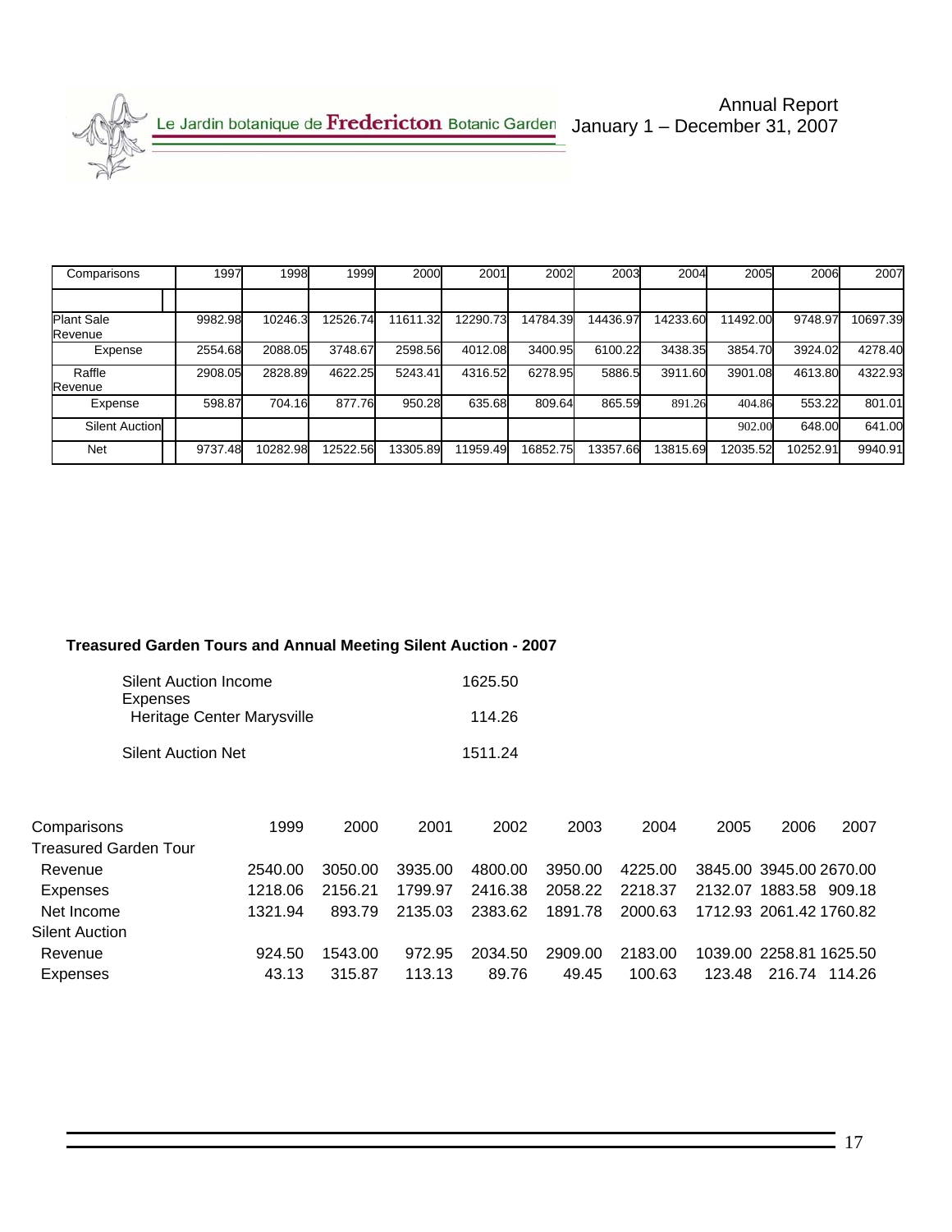| Comparisons | 1997 | 1998 | 1999 | 2000 | 2001 | 2002 | 2003 | 2004 | 2005 | 2006 | 2007 |
|---|---|---|---|---|---|---|---|---|---|---|---|
| | | | | | | | | | | | |
| Plant Sale Revenue | 9982.98 | 10246.3 | 12526.74 | 11611.32 | 12290.73 | 14784.39 | 14436.97 | 14233.60 | 11492.00 | 9748.97 | 10697.39 |
| Expense | 2554.68 | 2088.05 | 3748.67 | 2598.56 | 4012.08 | 3400.95 | 6100.22 | 3438.35 | 3854.70 | 3924.02 | 4278.40 |
| Raffle Revenue | 2908.05 | 2828.89 | 4622.25 | 5243.41 | 4316.52 | 6278.95 | 5886.5 | 3911.60 | 3901.08 | 4613.80 | 4322.93 |
| Expense | 598.87 | 704.16 | 877.76 | 950.28 | 635.68 | 809.64 | 865.59 | 891.26 | 404.86 | 553.22 | 801.01 |
| Silent Auction | | | | | | | | | 902.00 | 648.00 | 641.00 |
| Net | 9737.48 | 10282.98 | 12522.56 | 13305.89 | 11959.49 | 16852.75 | 13357.66 | 13815.69 | 12035.52 | 10252.91 | 9940.91 |

**Treasured Garden Tours and Annual Meeting Silent Auction - 2007**

| | |
|---|---|
| Silent Auction Income | 1625.50 |
| Expenses | |
| Heritage Center Marysville | 114.26 |
| Silent Auction Net | 1511.24 |

| Comparisons | 1999 | 2000 | 2001 | 2002 | 2003 | 2004 | 2005 | 2006 | 2007 |
|---|---|---|---|---|---|---|---|---|---|
| Treasured Garden Tour | | | | | | | | | |
| Revenue | 2540.00 | 3050.00 | 3935.00 | 4800.00 | 3950.00 | 4225.00 | 3845.00 | 3945.00 | 2670.00 |
| Expenses | 1218.06 | 2156.21 | 1799.97 | 2416.38 | 2058.22 | 2218.37 | 2132.07 | 1883.58 | 909.18 |
| Net Income | 1321.94 | 893.79 | 2135.03 | 2383.62 | 1891.78 | 2000.63 | 1712.93 | 2061.42 | 1760.82 |
| Silent Auction | | | | | | | | | |
| Revenue | 924.50 | 1543.00 | 972.95 | 2034.50 | 2909.00 | 2183.00 | 1039.00 | 2258.81 | 1625.50 |
| Expenses | 43.13 | 315.87 | 113.13 | 89.76 | 49.45 | 100.63 | 123.48 | 216.74 | 114.26 |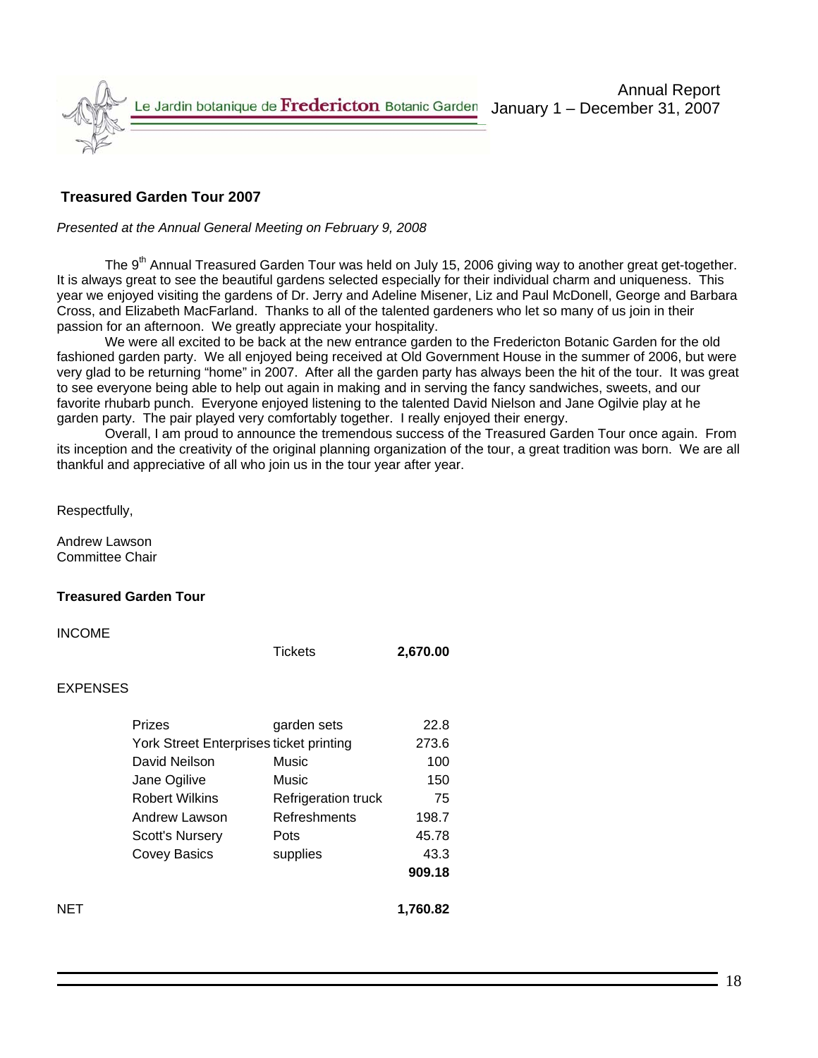## Treasured Garden Tour 2007

*Presented at the Annual General Meeting on February 9, 2008*

The 9th Annual Treasured Garden Tour was held on July 15, 2006 giving way to another great get-together. It is always great to see the beautiful gardens selected especially for their individual charm and uniqueness. This year we enjoyed visiting the gardens of Dr. Jerry and Adeline Misener, Liz and Paul McDonell, George and Barbara Cross, and Elizabeth MacFarland. Thanks to all of the talented gardeners who let so many of us join in their passion for an afternoon. We greatly appreciate your hospitality.

We were all excited to be back at the new entrance garden to the Fredericton Botanic Garden for the old fashioned garden party. We all enjoyed being received at Old Government House in the summer of 2006, but were very glad to be returning "home" in 2007. After all the garden party has always been the hit of the tour. It was great to see everyone being able to help out again in making and in serving the fancy sandwiches, sweets, and our favorite rhubarb punch. Everyone enjoyed listening to the talented David Nielson and Jane Ogilvie play at he garden party. The pair played very comfortably together. I really enjoyed their energy.

Overall, I am proud to announce the tremendous success of the Treasured Garden Tour once again. From its inception and the creativity of the original planning organization of the tour, a great tradition was born. We are all thankful and appreciative of all who join us in the tour year after year.

Respectfully,

Andrew Lawson
Committee Chair

**Treasured Garden Tour**

| | | | |
|---|---|---|---|
| INCOME | | | |
| | | Tickets | **2,670.00** |
| EXPENSES | | | |
| | Prizes | garden sets | 22.8 |
| | York Street Enterprises | ticket printing | 273.6 |
| | David Neilson | Music | 100 |
| | Jane Ogilive | Music | 150 |
| | Robert Wilkins | Refrigeration truck | 75 |
| | Andrew Lawson | Refreshments | 198.7 |
| | Scott's Nursery | Pots | 45.78 |
| | Covey Basics | supplies | 43.3 |
| | | | **909.18** |
| NET | | | **1,760.82** |